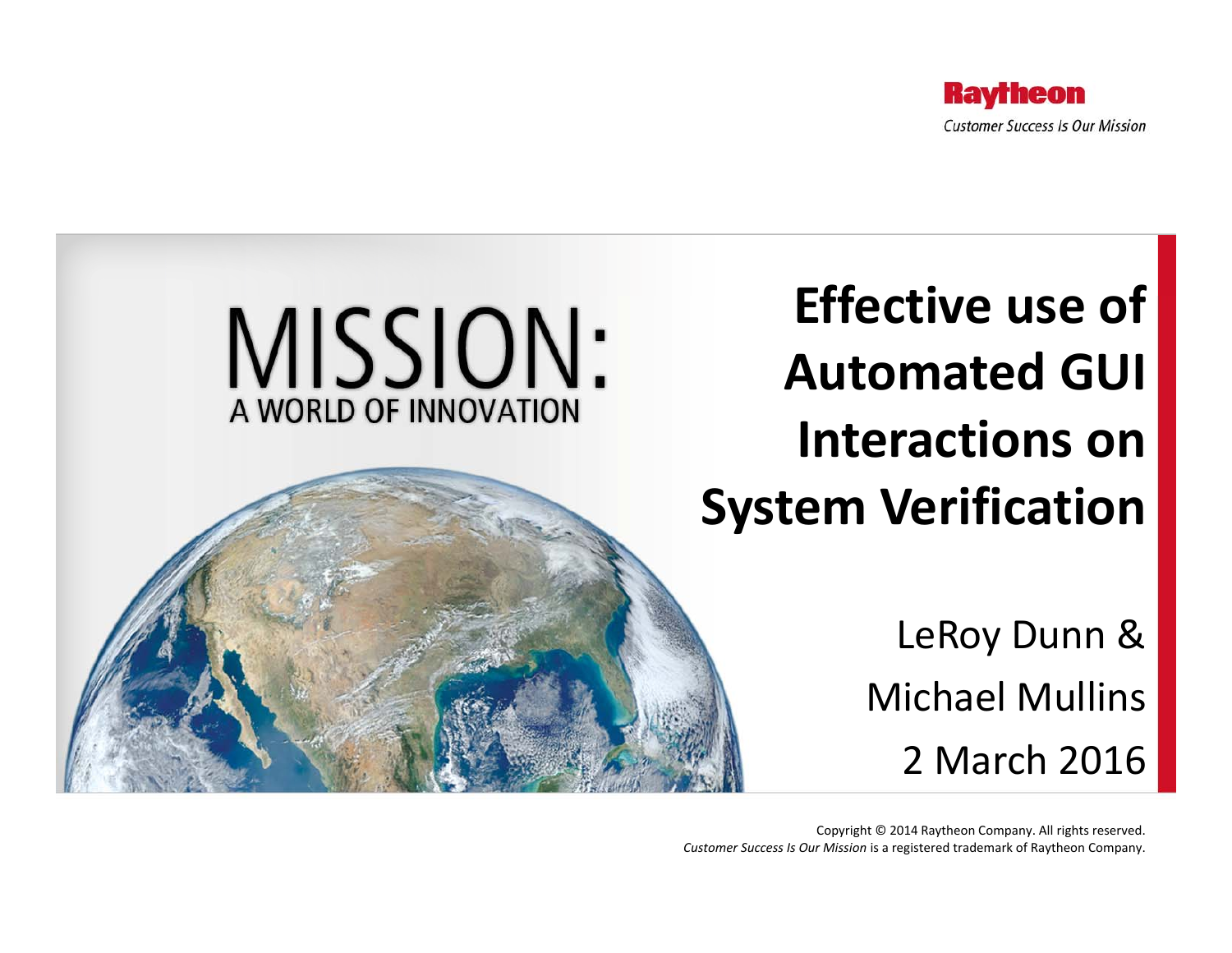Raytheon

*Customer Success Is Our Mission*

MISSION:
A WORLD OF INNOVATION

# Effective use of Automated GUI Interactions on System Verification

LeRoy Dunn &

Michael Mullins

2 March 2016

Copyright © 2014 Raytheon Company. All rights reserved.
*Customer Success Is Our Mission* is a registered trademark of Raytheon Company.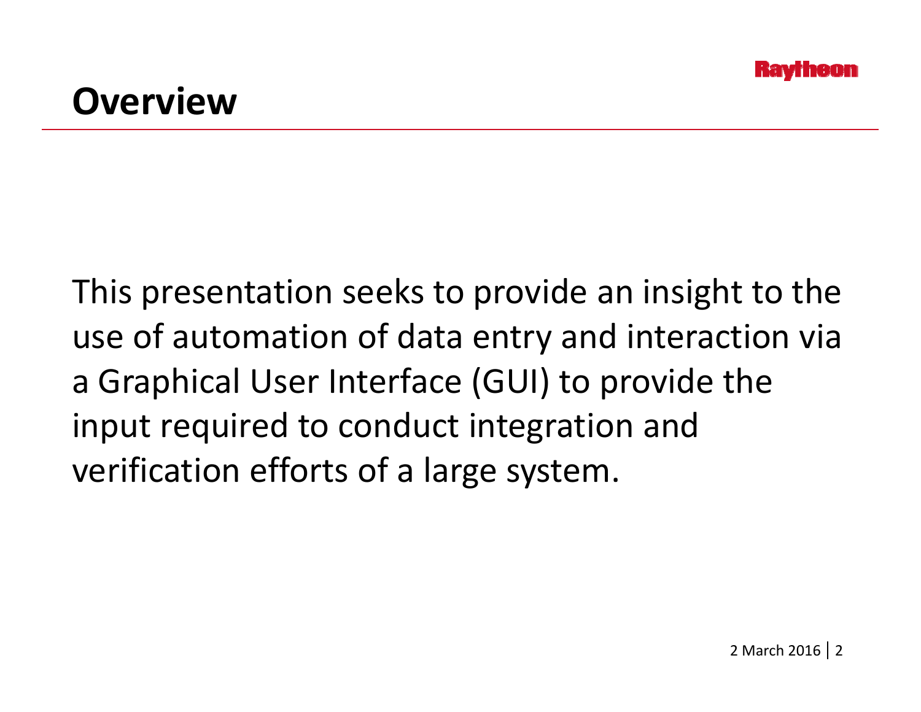# Overview

This presentation seeks to provide an insight to the use of automation of data entry and interaction via a Graphical User Interface (GUI) to provide the input required to conduct integration and verification efforts of a large system.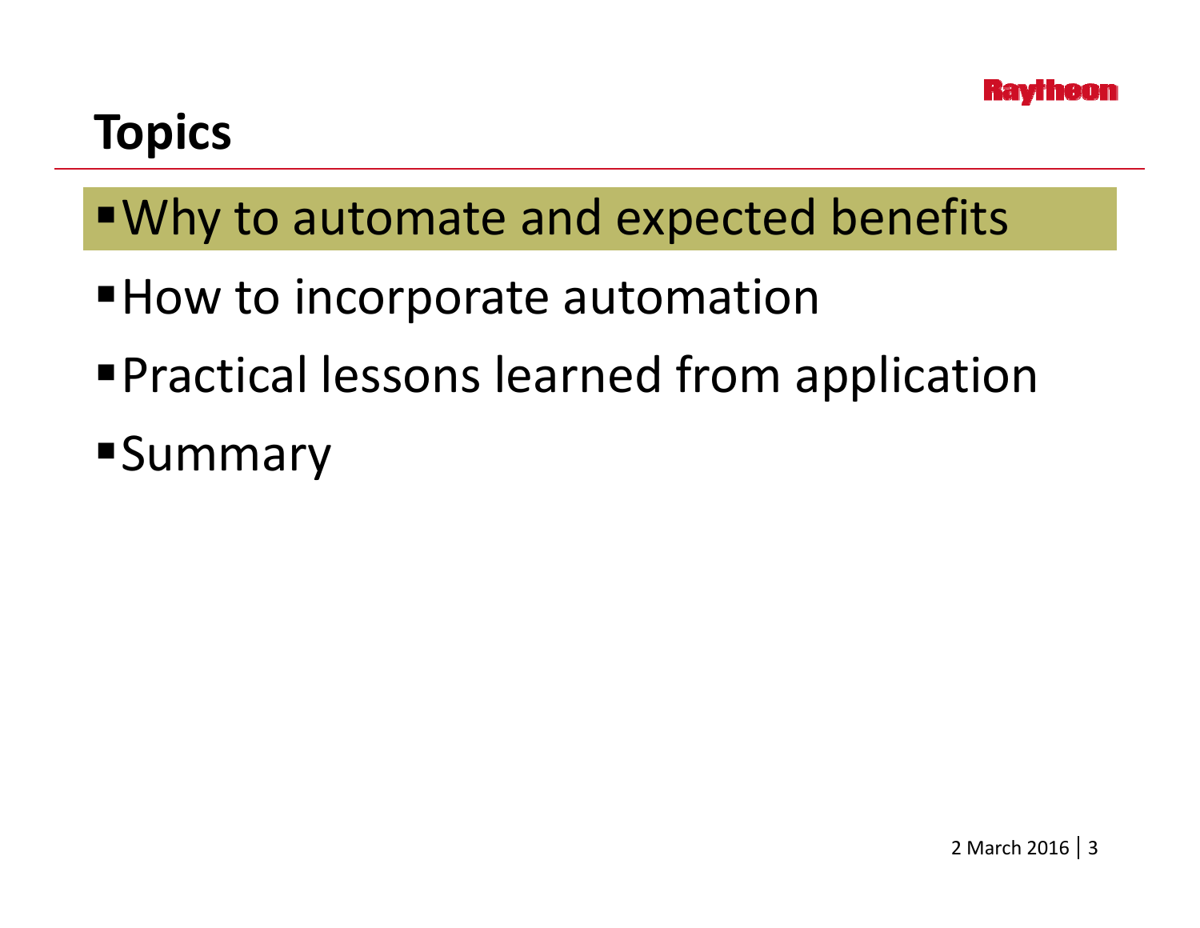# Topics

- Why to automate and expected benefits
- How to incorporate automation
- Practical lessons learned from application
- Summary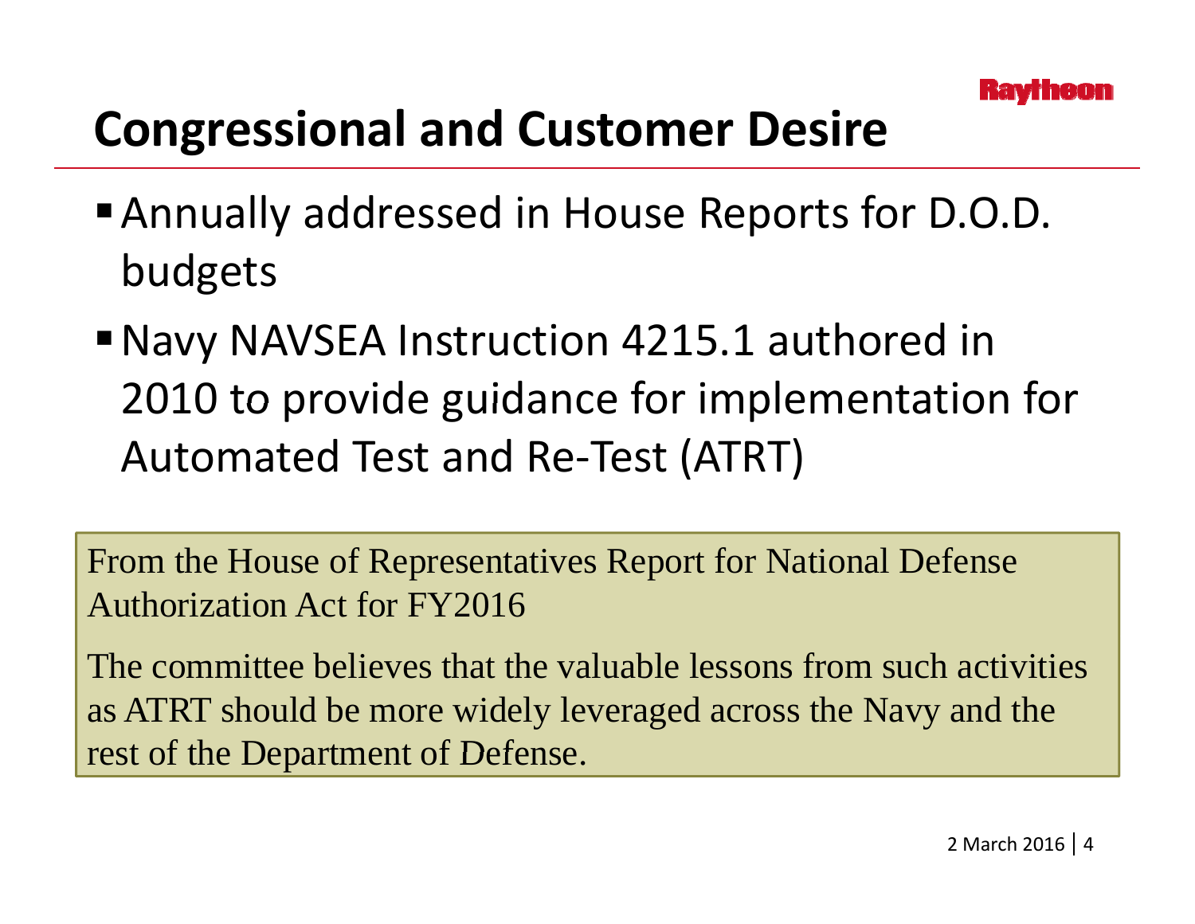# Congressional and Customer Desire

- Annually addressed in House Reports for D.O.D. budgets
- Navy NAVSEA Instruction 4215.1 authored in 2010 to provide guidance for implementation for Automated Test and Re-Test (ATRT)

> From the House of Representatives Report for National Defense Authorization Act for FY2016
>
> The committee believes that the valuable lessons from such activities as ATRT should be more widely leveraged across the Navy and the rest of the Department of Defense.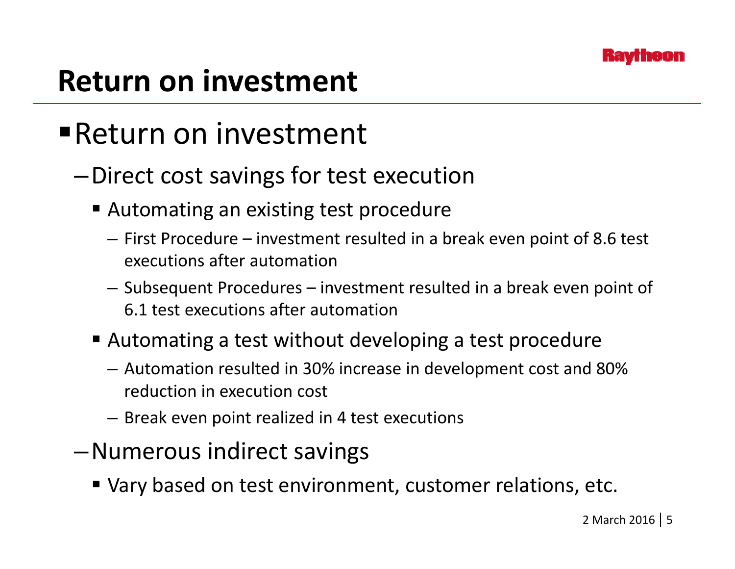# Return on investment

- Return on investment
  - Direct cost savings for test execution
    - Automating an existing test procedure
      - First Procedure – investment resulted in a break even point of 8.6 test executions after automation
      - Subsequent Procedures – investment resulted in a break even point of 6.1 test executions after automation
    - Automating a test without developing a test procedure
      - Automation resulted in 30% increase in development cost and 80% reduction in execution cost
      - Break even point realized in 4 test executions
  - Numerous indirect savings
    - Vary based on test environment, customer relations, etc.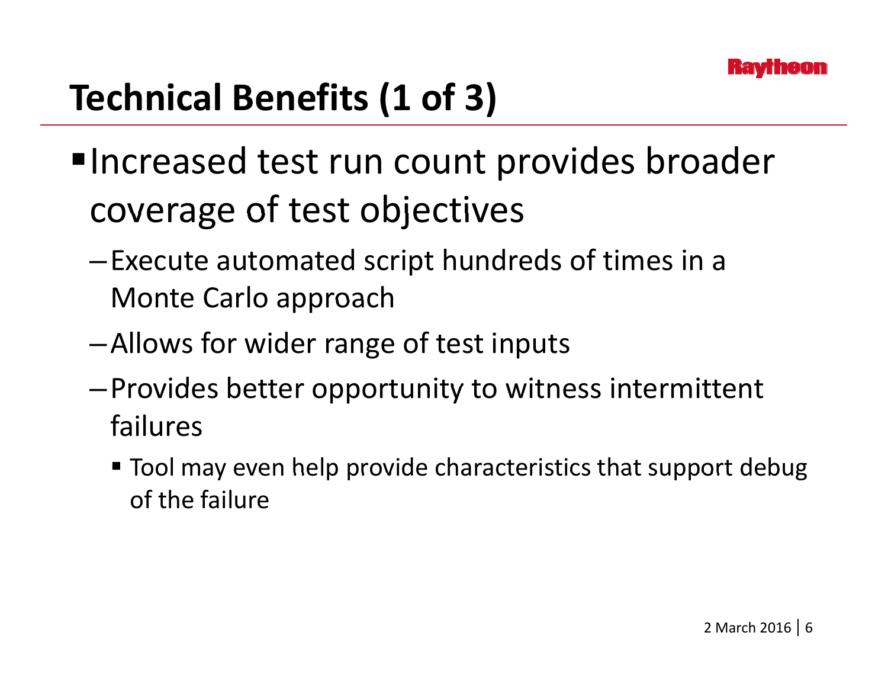# Technical Benefits (1 of 3)

- Increased test run count provides broader coverage of test objectives
  - Execute automated script hundreds of times in a Monte Carlo approach
  - Allows for wider range of test inputs
  - Provides better opportunity to witness intermittent failures
    - Tool may even help provide characteristics that support debug of the failure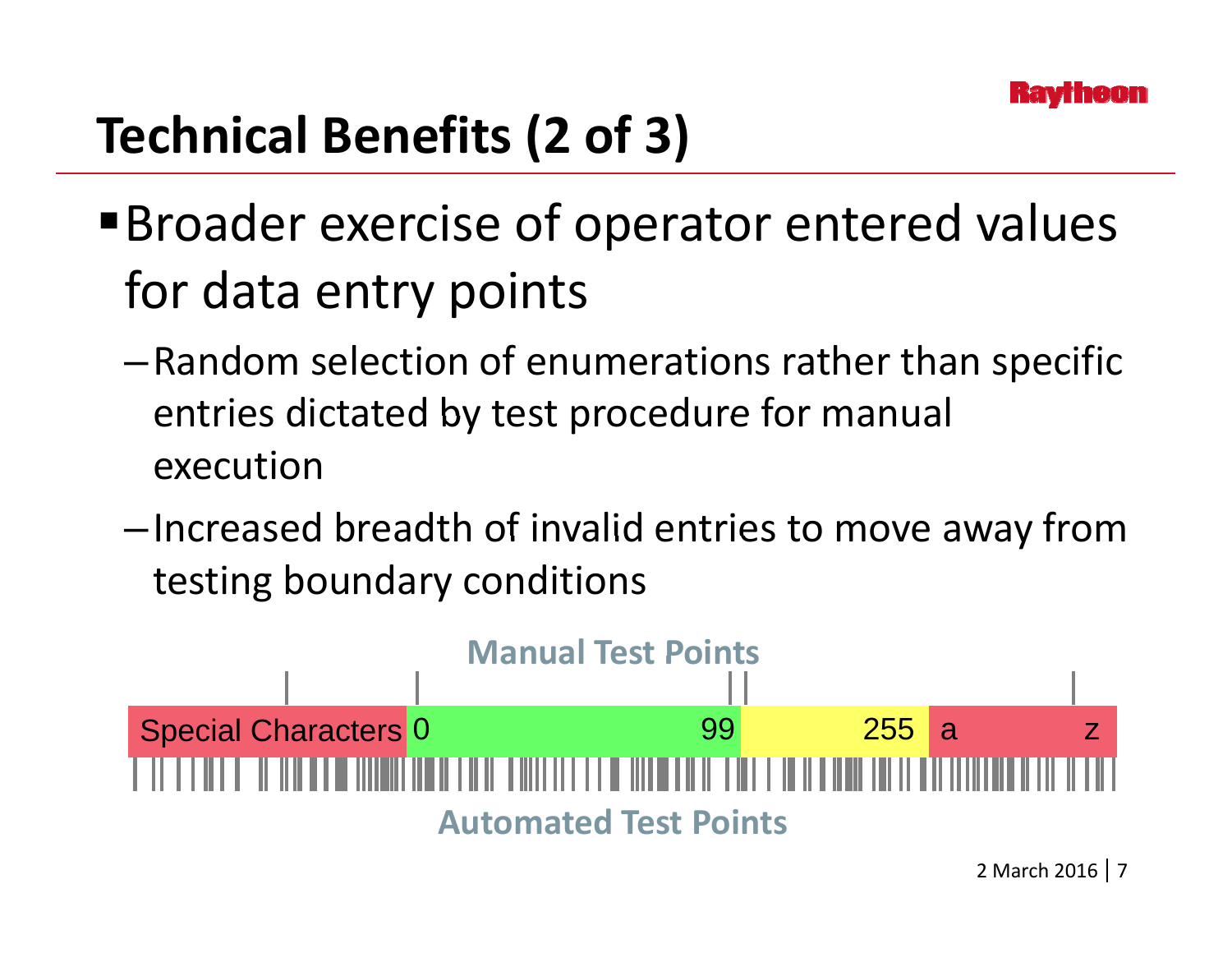# Technical Benefits (2 of 3)

- Broader exercise of operator entered values for data entry points
  - Random selection of enumerations rather than specific entries dictated by test procedure for manual execution
  - Increased breadth of invalid entries to move away from testing boundary conditions

Manual Test Points

Special Characters | 0 | 99 | 255 | a | z

Automated Test Points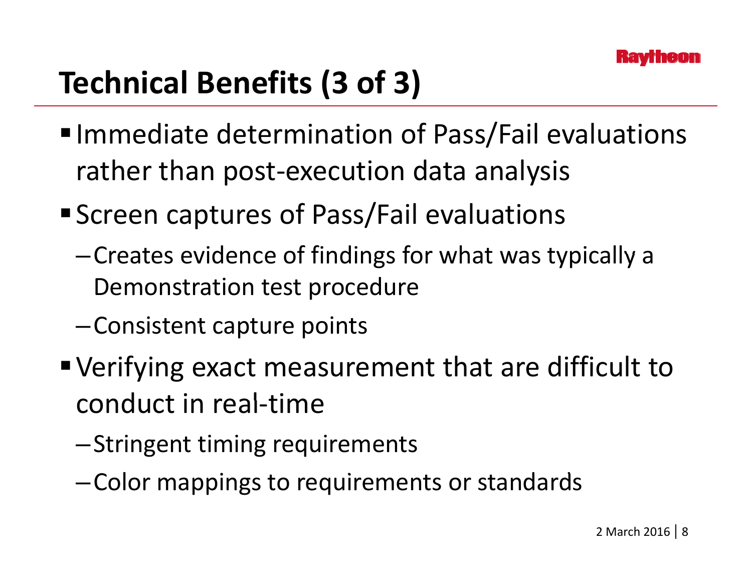# Technical Benefits (3 of 3)

- Immediate determination of Pass/Fail evaluations rather than post-execution data analysis
- Screen captures of Pass/Fail evaluations
  - Creates evidence of findings for what was typically a Demonstration test procedure
  - Consistent capture points
- Verifying exact measurement that are difficult to conduct in real-time
  - Stringent timing requirements
  - Color mappings to requirements or standards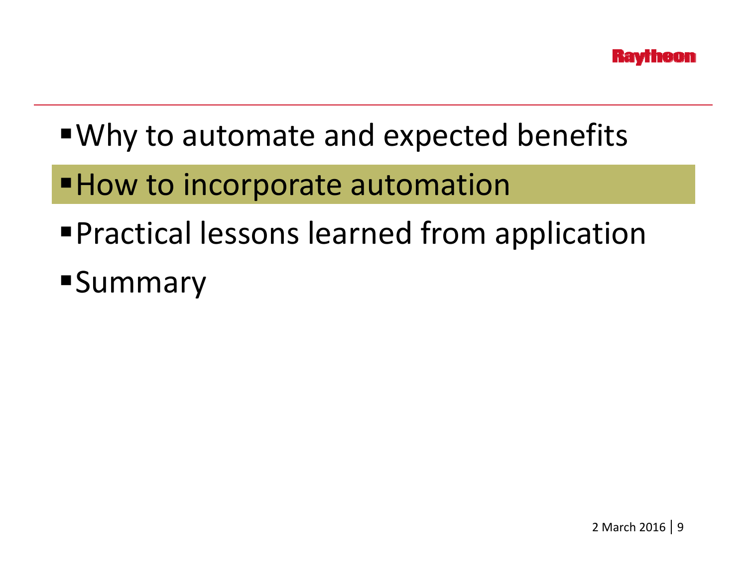- Why to automate and expected benefits
- **How to incorporate automation**
- Practical lessons learned from application
- Summary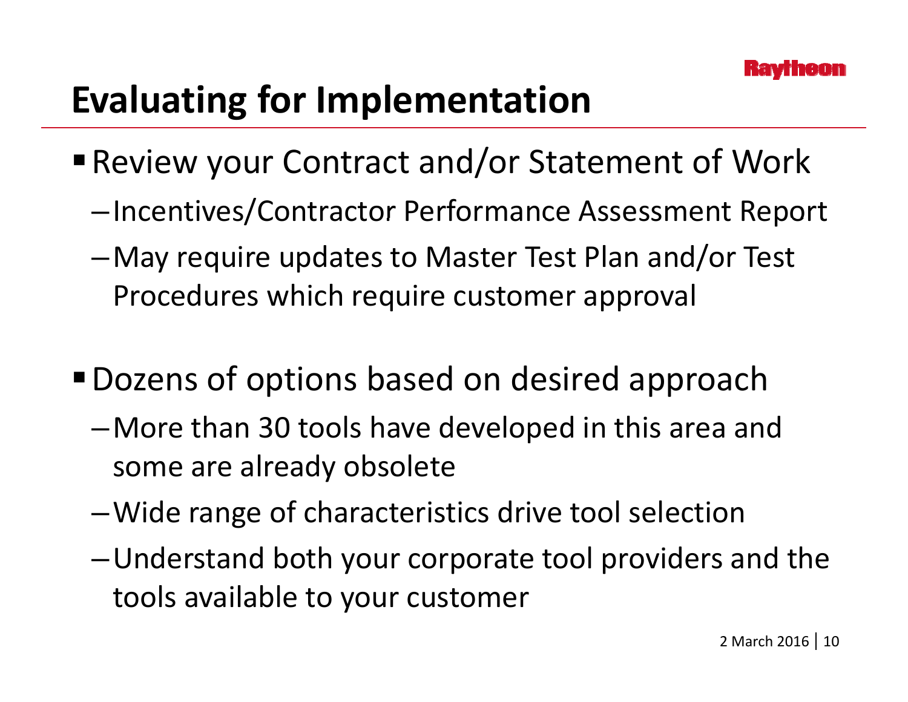# Evaluating for Implementation

- Review your Contract and/or Statement of Work
  - Incentives/Contractor Performance Assessment Report
  - May require updates to Master Test Plan and/or Test Procedures which require customer approval

- Dozens of options based on desired approach
  - More than 30 tools have developed in this area and some are already obsolete
  - Wide range of characteristics drive tool selection
  - Understand both your corporate tool providers and the tools available to your customer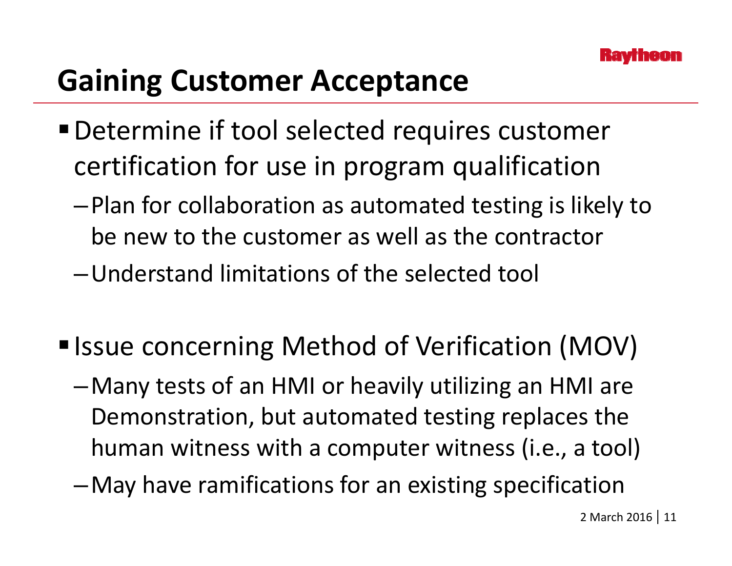# Gaining Customer Acceptance

- Determine if tool selected requires customer certification for use in program qualification
  - Plan for collaboration as automated testing is likely to be new to the customer as well as the contractor
  - Understand limitations of the selected tool

- Issue concerning Method of Verification (MOV)
  - Many tests of an HMI or heavily utilizing an HMI are Demonstration, but automated testing replaces the human witness with a computer witness (i.e., a tool)
  - May have ramifications for an existing specification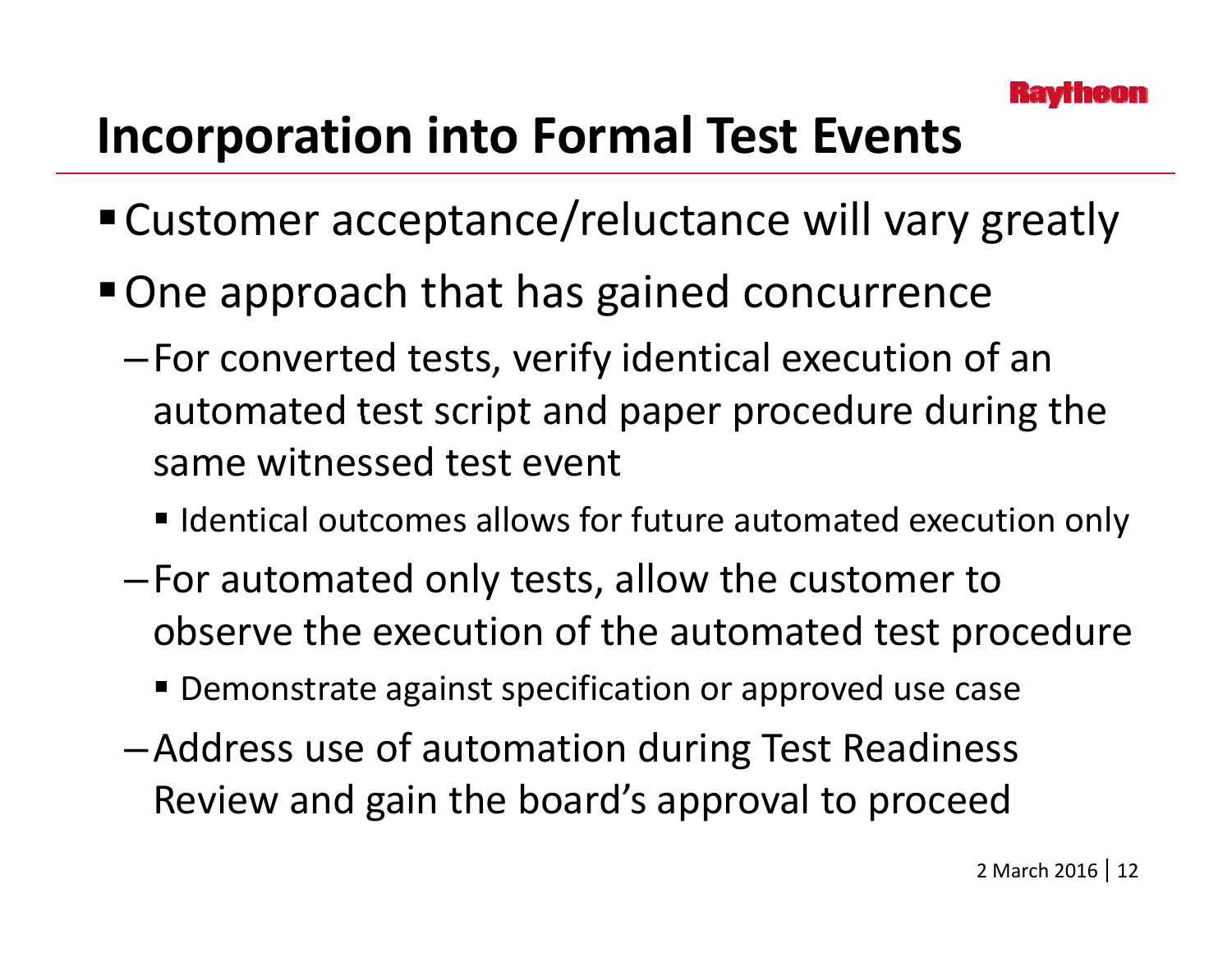# Incorporation into Formal Test Events

- Customer acceptance/reluctance will vary greatly
- One approach that has gained concurrence
  - For converted tests, verify identical execution of an automated test script and paper procedure during the same witnessed test event
    - Identical outcomes allows for future automated execution only
  - For automated only tests, allow the customer to observe the execution of the automated test procedure
    - Demonstrate against specification or approved use case
  - Address use of automation during Test Readiness Review and gain the board's approval to proceed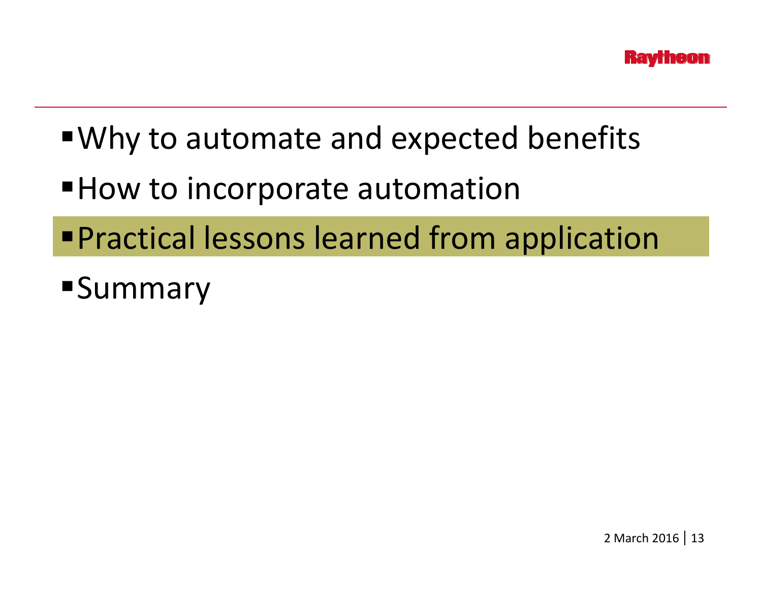- Why to automate and expected benefits
- How to incorporate automation
- **Practical lessons learned from application**
- Summary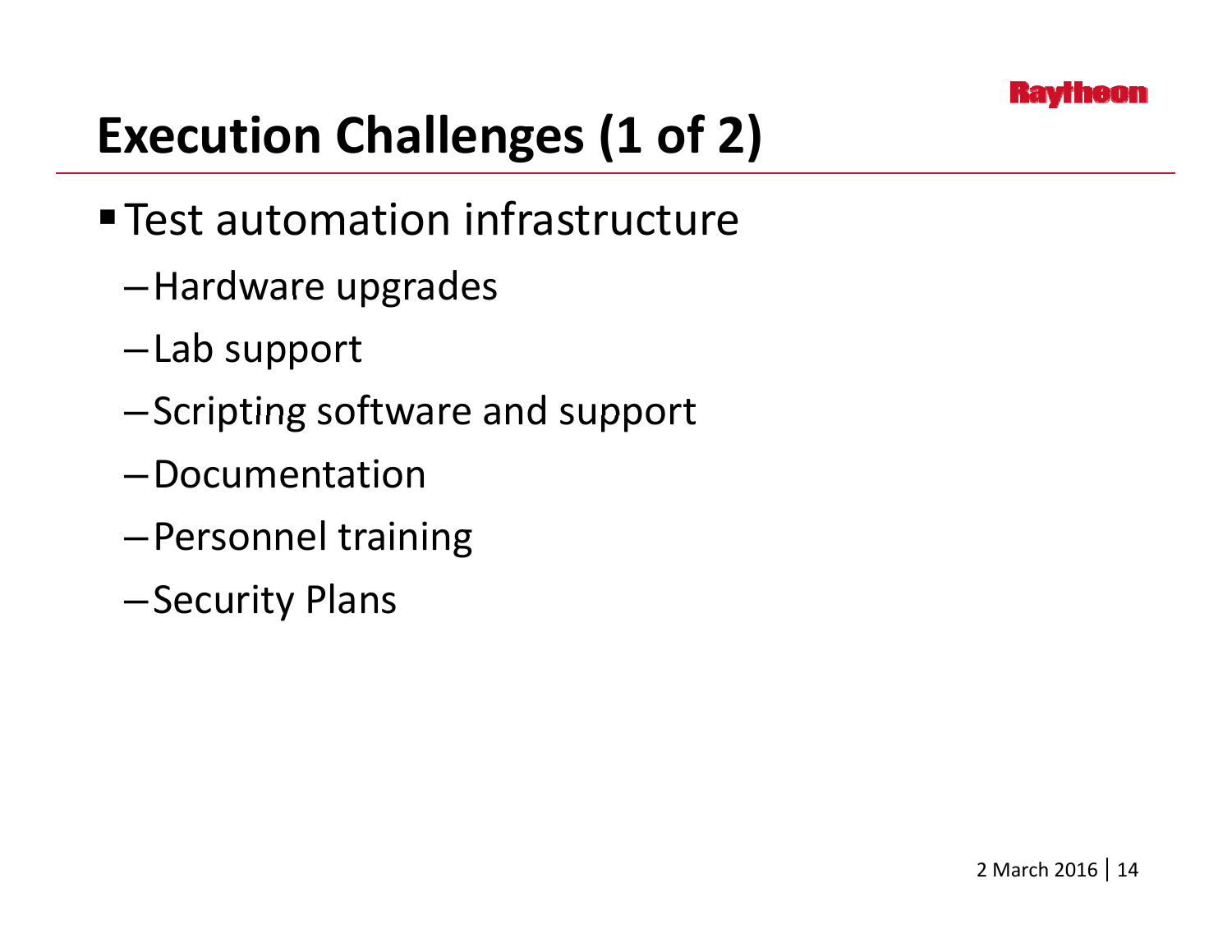# Execution Challenges (1 of 2)

- Test automation infrastructure
  - Hardware upgrades
  - Lab support
  - Scripting software and support
  - Documentation
  - Personnel training
  - Security Plans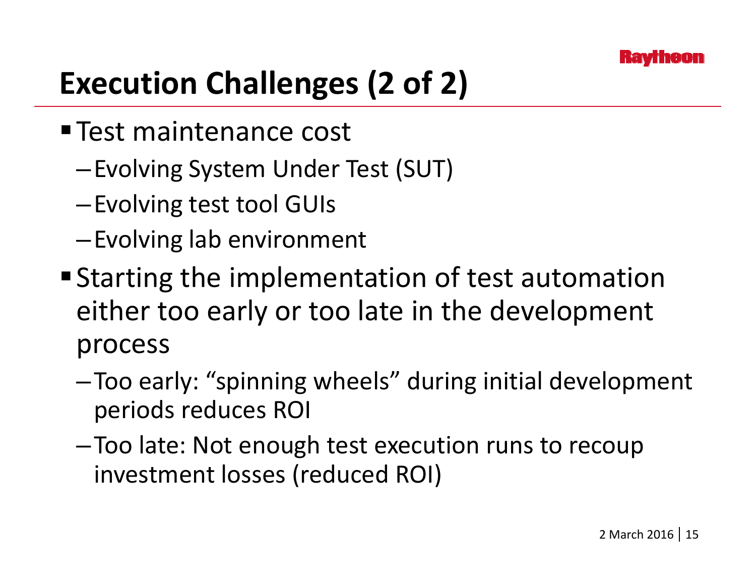# Execution Challenges (2 of 2)

- Test maintenance cost
  - Evolving System Under Test (SUT)
  - Evolving test tool GUIs
  - Evolving lab environment
- Starting the implementation of test automation either too early or too late in the development process
  - Too early: “spinning wheels” during initial development periods reduces ROI
  - Too late: Not enough test execution runs to recoup investment losses (reduced ROI)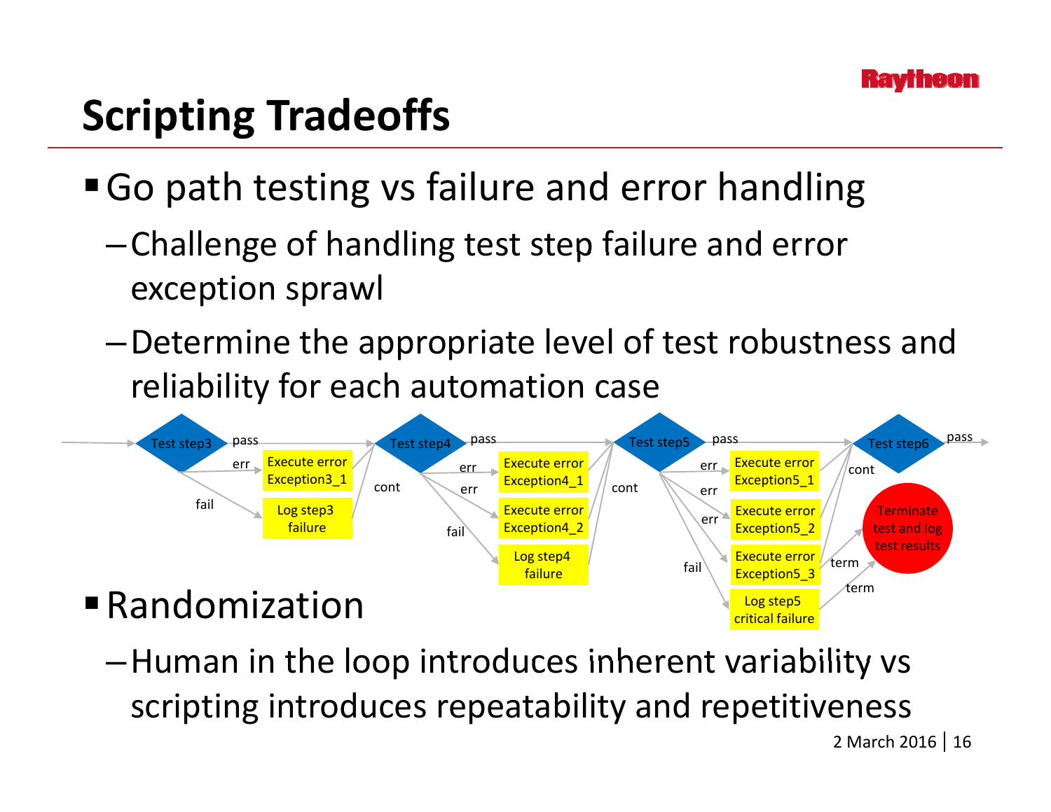# Scripting Tradeoffs

- Go path testing vs failure and error handling
  - Challenge of handling test step failure and error exception sprawl
  - Determine the appropriate level of test robustness and reliability for each automation case

Test step3 — pass → Test step4; err → Execute error Exception3_1; fail → Log step3 failure; cont → Test step4

Test step4 — pass → Test step5; err → Execute error Exception4_1; err → Execute error Exception4_2; fail → Log step4 failure; cont → Test step5

Test step5 — pass → Test step6; err → Execute error Exception5_1; err → Execute error Exception5_2; err → Execute error Exception5_3; fail → Log step5 critical failure; cont → Test step6; term → Terminate test and log test results

Test step6 — pass

- Randomization
  - Human in the loop introduces inherent variability vs scripting introduces repeatability and repetitiveness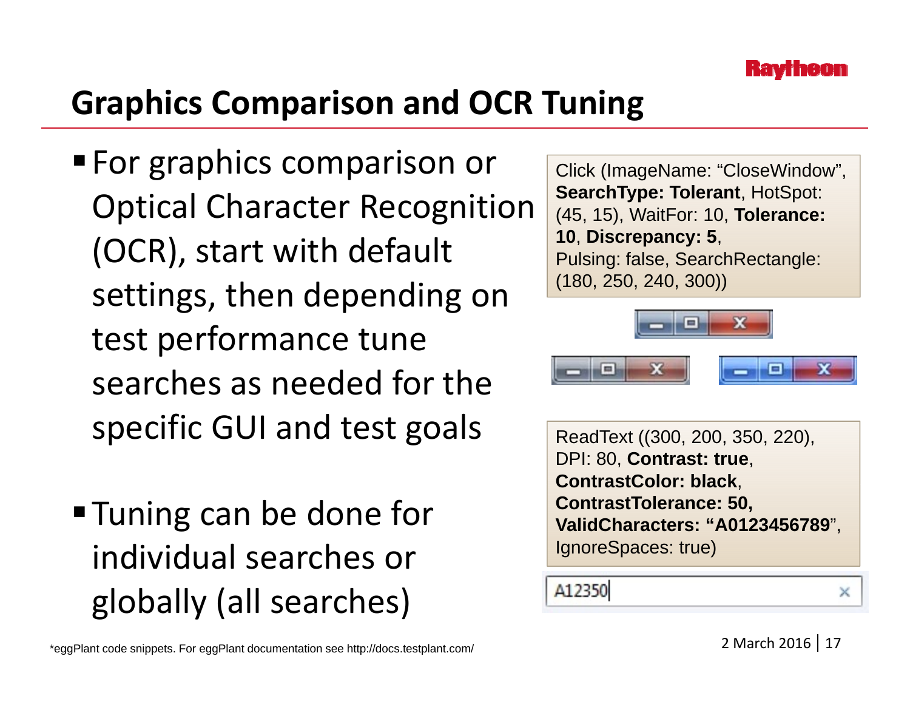# Graphics Comparison and OCR Tuning

- For graphics comparison or Optical Character Recognition (OCR), start with default settings, then depending on test performance tune searches as needed for the specific GUI and test goals

- Tuning can be done for individual searches or globally (all searches)

```
Click (ImageName: "CloseWindow", SearchType: Tolerant, HotSpot: (45, 15), WaitFor: 10, Tolerance: 10, Discrepancy: 5, Pulsing: false, SearchRectangle: (180, 250, 240, 300))
```

```
ReadText ((300, 200, 350, 220), DPI: 80, Contrast: true, ContrastColor: black, ContrastTolerance: 50, ValidCharacters: "A0123456789", IgnoreSpaces: true)
```

A12350

*eggPlant code snippets. For eggPlant documentation see http://docs.testplant.com/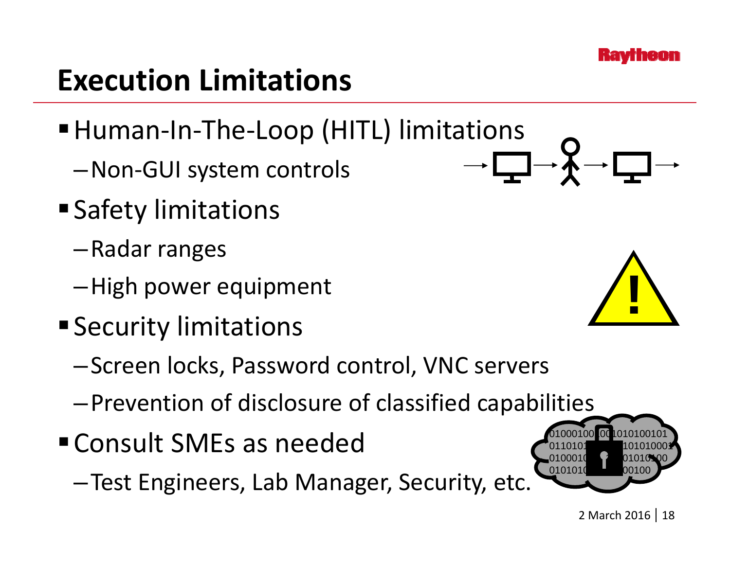# Execution Limitations

- Human-In-The-Loop (HITL) limitations
  - Non-GUI system controls
- Safety limitations
  - Radar ranges
  - High power equipment
- Security limitations
  - Screen locks, Password control, VNC servers
  - Prevention of disclosure of classified capabilities
- Consult SMEs as needed
  - Test Engineers, Lab Manager, Security, etc.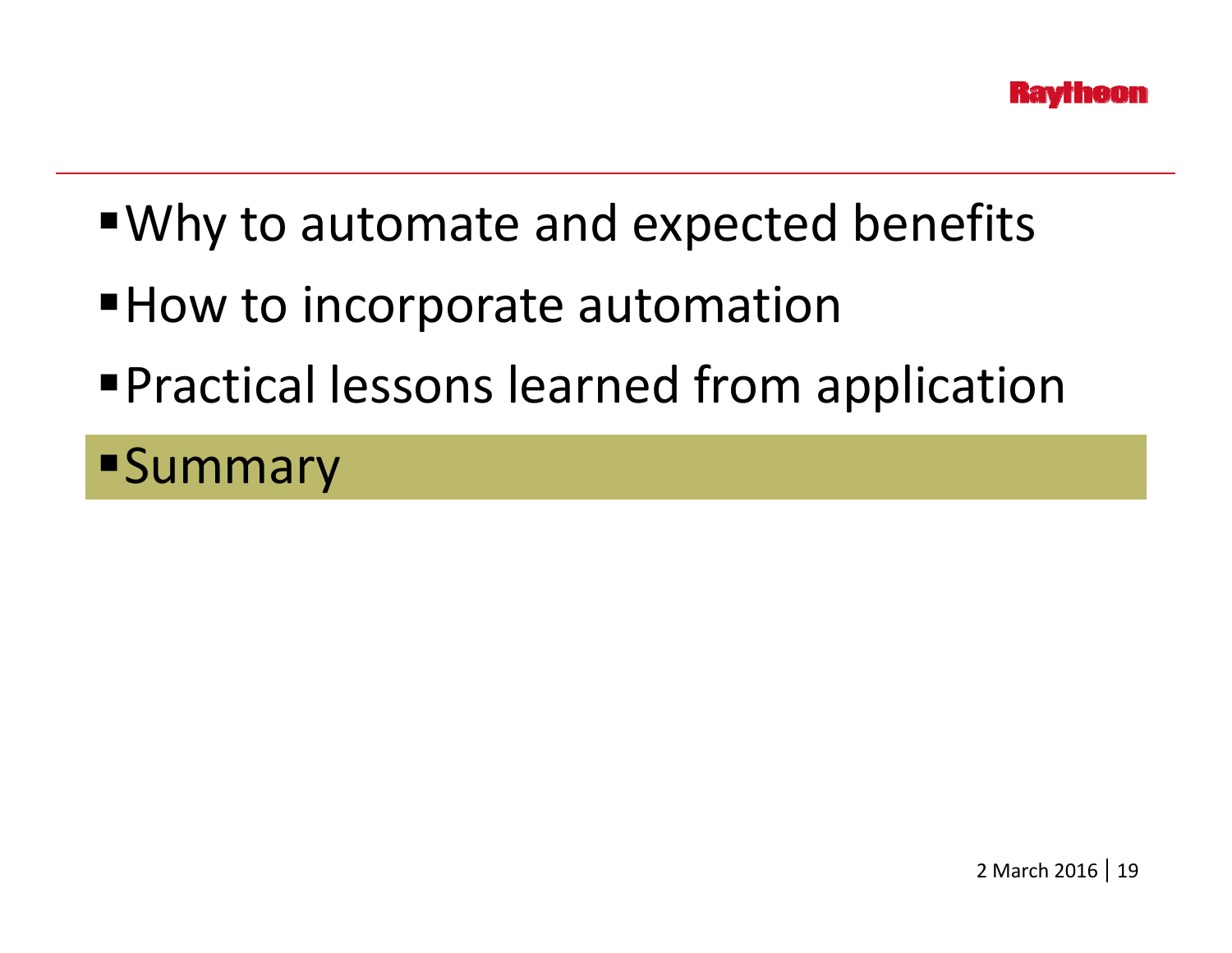- Why to automate and expected benefits
- How to incorporate automation
- Practical lessons learned from application
- Summary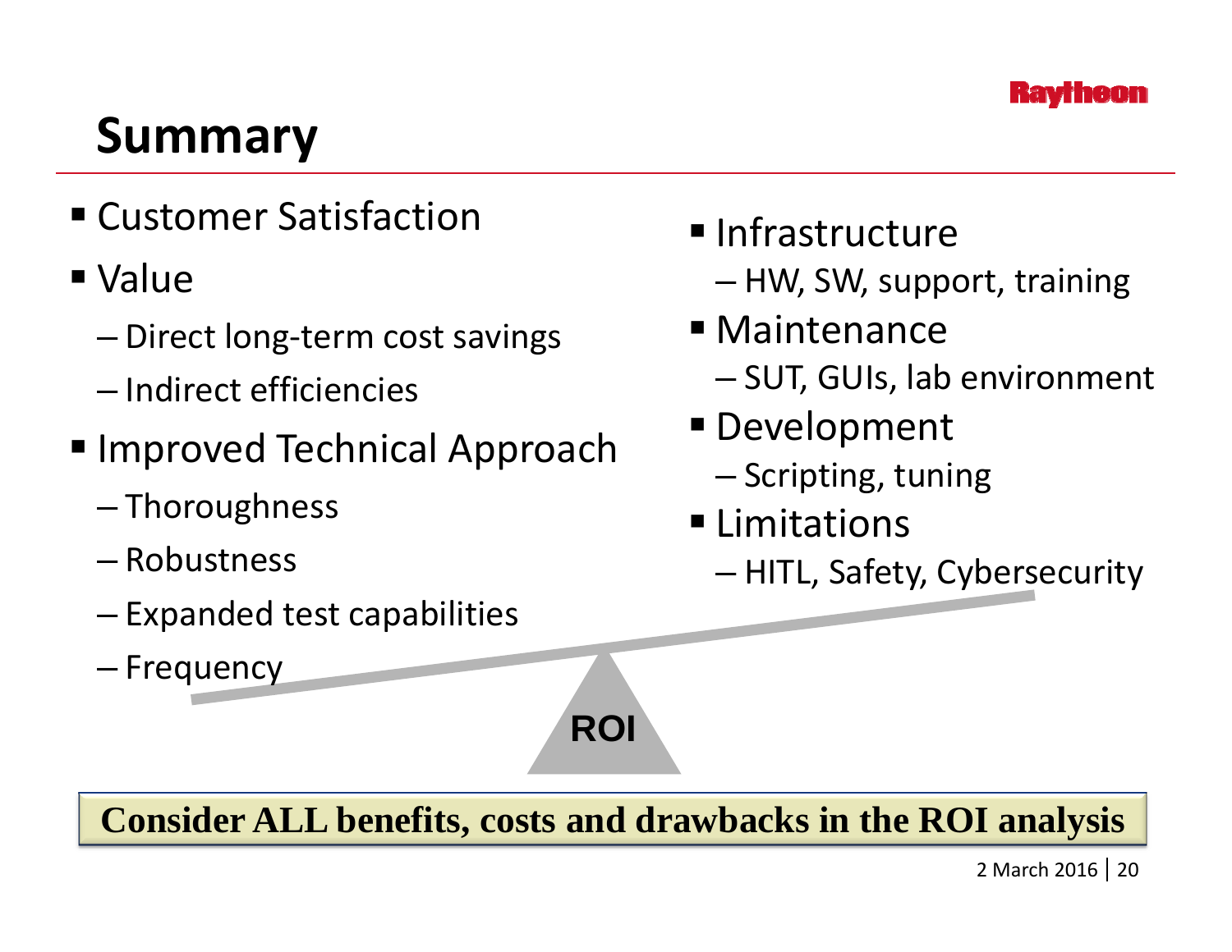# Summary

- Customer Satisfaction
- Value
  - Direct long-term cost savings
  - Indirect efficiencies
- Improved Technical Approach
  - Thoroughness
  - Robustness
  - Expanded test capabilities
  - Frequency

- Infrastructure
  - HW, SW, support, training
- Maintenance
  - SUT, GUIs, lab environment
- Development
  - Scripting, tuning
- Limitations
  - HITL, Safety, Cybersecurity

ROI

**Consider ALL benefits, costs and drawbacks in the ROI analysis**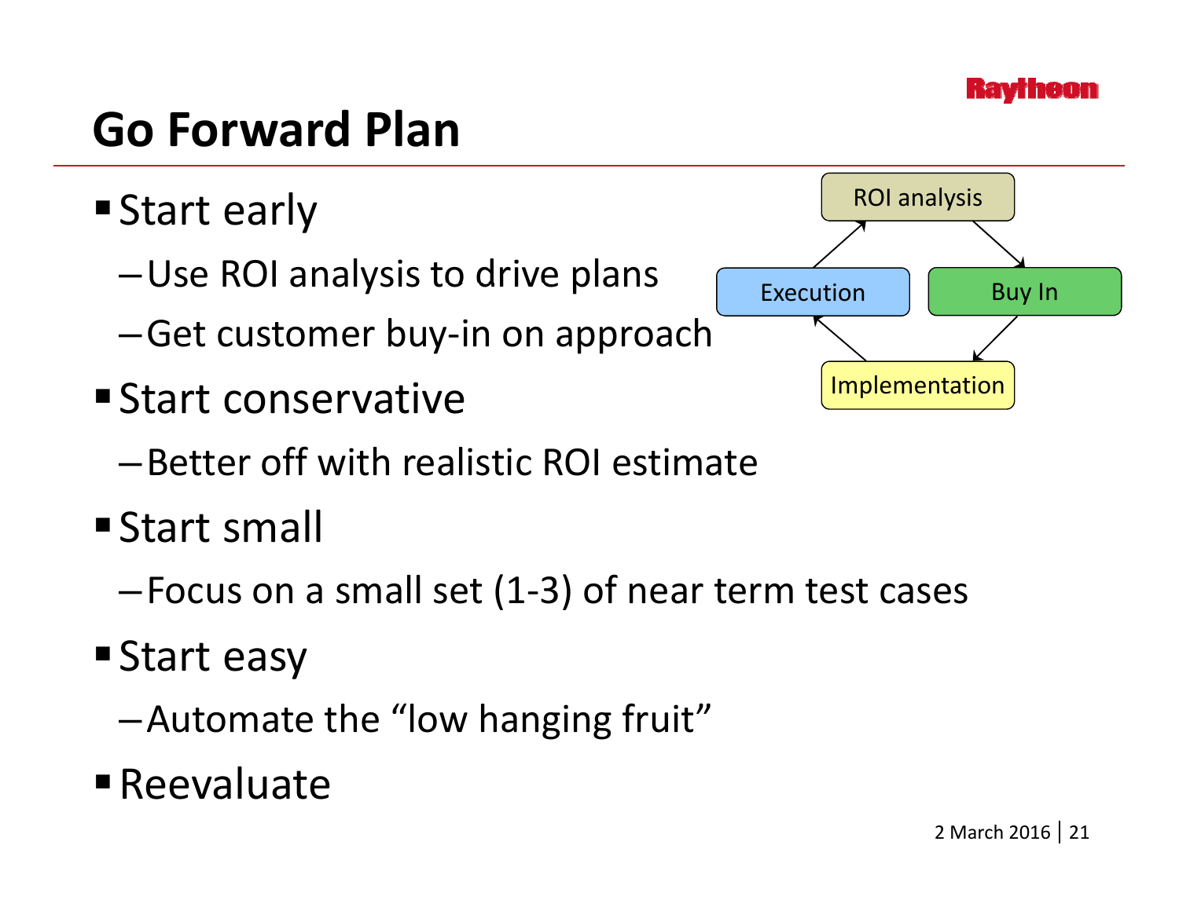# Go Forward Plan

- Start early
  - Use ROI analysis to drive plans
  - Get customer buy-in on approach
- Start conservative
  - Better off with realistic ROI estimate
- Start small
  - Focus on a small set (1-3) of near term test cases
- Start easy
  - Automate the "low hanging fruit"
- Reevaluate

ROI analysis → Buy In → Implementation → Execution → ROI analysis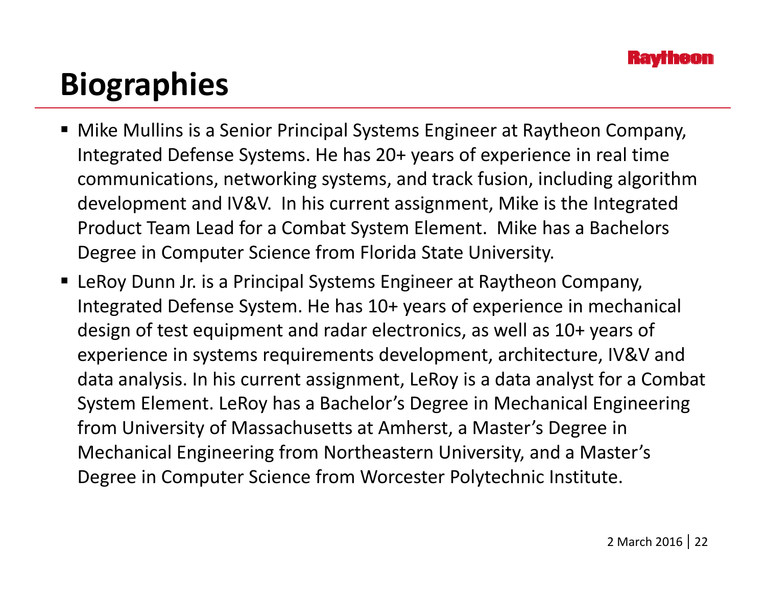# Biographies

- Mike Mullins is a Senior Principal Systems Engineer at Raytheon Company, Integrated Defense Systems. He has 20+ years of experience in real time communications, networking systems, and track fusion, including algorithm development and IV&V. In his current assignment, Mike is the Integrated Product Team Lead for a Combat System Element. Mike has a Bachelors Degree in Computer Science from Florida State University.
- LeRoy Dunn Jr. is a Principal Systems Engineer at Raytheon Company, Integrated Defense System. He has 10+ years of experience in mechanical design of test equipment and radar electronics, as well as 10+ years of experience in systems requirements development, architecture, IV&V and data analysis. In his current assignment, LeRoy is a data analyst for a Combat System Element. LeRoy has a Bachelor's Degree in Mechanical Engineering from University of Massachusetts at Amherst, a Master's Degree in Mechanical Engineering from Northeastern University, and a Master's Degree in Computer Science from Worcester Polytechnic Institute.